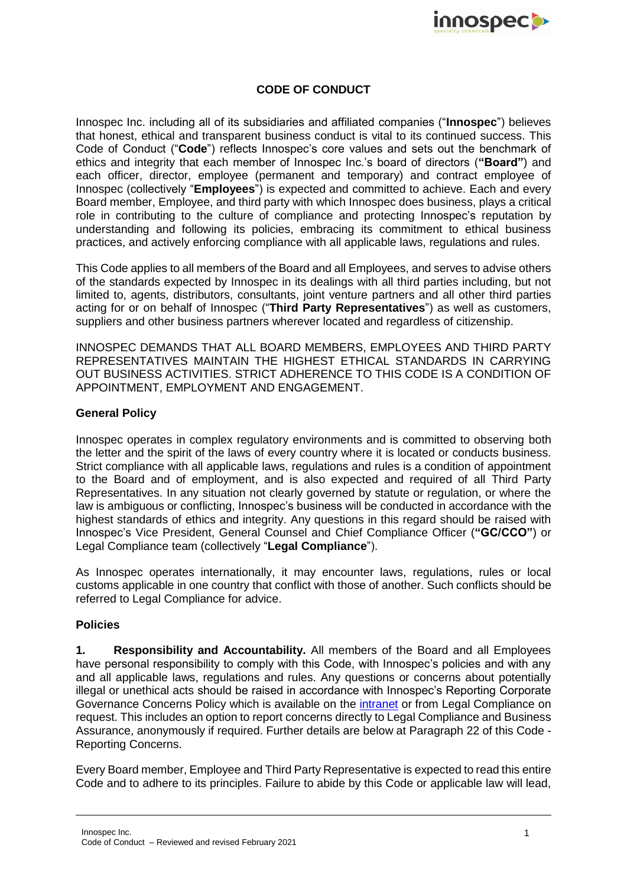# CODE OF CONDUCT

Innospec Inc. including all of its subsidiaries and affiliated companies ("**Innospec**") believes that honest, ethical and transparent business conduct is vital to its continued success. This Code of Conduct ("**Code**") reflects Innospec's core values and sets out the benchmark of ethics and integrity that each member of Innospec Inc.'s board of directors (**"Board"**) and each officer, director, employee (permanent and temporary) and contract employee of Innospec (collectively "**Employees**") is expected and committed to achieve. Each and every Board member, Employee, and third party with which Innospec does business, plays a critical role in contributing to the culture of compliance and protecting Innospec's reputation by understanding and following its policies, embracing its commitment to ethical business practices, and actively enforcing compliance with all applicable laws, regulations and rules.

This Code applies to all members of the Board and all Employees, and serves to advise others of the standards expected by Innospec in its dealings with all third parties including, but not limited to, agents, distributors, consultants, joint venture partners and all other third parties acting for or on behalf of Innospec ("**Third Party Representatives**") as well as customers, suppliers and other business partners wherever located and regardless of citizenship.

INNOSPEC DEMANDS THAT ALL BOARD MEMBERS, EMPLOYEES AND THIRD PARTY REPRESENTATIVES MAINTAIN THE HIGHEST ETHICAL STANDARDS IN CARRYING OUT BUSINESS ACTIVITIES. STRICT ADHERENCE TO THIS CODE IS A CONDITION OF APPOINTMENT, EMPLOYMENT AND ENGAGEMENT.

## General Policy

Innospec operates in complex regulatory environments and is committed to observing both the letter and the spirit of the laws of every country where it is located or conducts business. Strict compliance with all applicable laws, regulations and rules is a condition of appointment to the Board and of employment, and is also expected and required of all Third Party Representatives. In any situation not clearly governed by statute or regulation, or where the law is ambiguous or conflicting, Innospec's business will be conducted in accordance with the highest standards of ethics and integrity. Any questions in this regard should be raised with Innospec's Vice President, General Counsel and Chief Compliance Officer (**"GC/CCO"**) or Legal Compliance team (collectively "**Legal Compliance**").

As Innospec operates internationally, it may encounter laws, regulations, rules or local customs applicable in one country that conflict with those of another. Such conflicts should be referred to Legal Compliance for advice.

## Policies

**1. Responsibility and Accountability.** All members of the Board and all Employees have personal responsibility to comply with this Code, with Innospec's policies and with any and all applicable laws, regulations and rules. Any questions or concerns about potentially illegal or unethical acts should be raised in accordance with Innospec's Reporting Corporate Governance Concerns Policy which is available on the intranet or from Legal Compliance on request. This includes an option to report concerns directly to Legal Compliance and Business Assurance, anonymously if required. Further details are below at Paragraph 22 of this Code - Reporting Concerns.

Every Board member, Employee and Third Party Representative is expected to read this entire Code and to adhere to its principles. Failure to abide by this Code or applicable law will lead,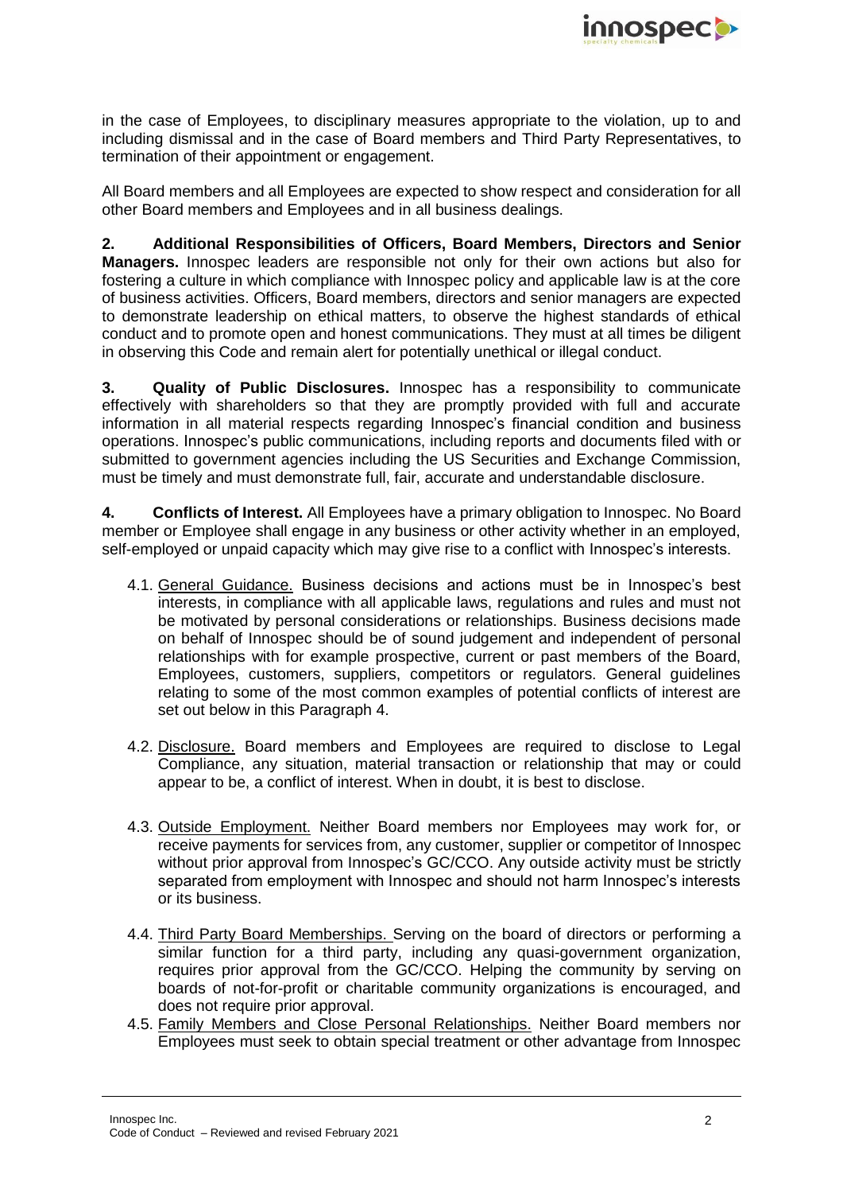in the case of Employees, to disciplinary measures appropriate to the violation, up to and including dismissal and in the case of Board members and Third Party Representatives, to termination of their appointment or engagement.

All Board members and all Employees are expected to show respect and consideration for all other Board members and Employees and in all business dealings.

**2. Additional Responsibilities of Officers, Board Members, Directors and Senior Managers.** Innospec leaders are responsible not only for their own actions but also for fostering a culture in which compliance with Innospec policy and applicable law is at the core of business activities. Officers, Board members, directors and senior managers are expected to demonstrate leadership on ethical matters, to observe the highest standards of ethical conduct and to promote open and honest communications. They must at all times be diligent in observing this Code and remain alert for potentially unethical or illegal conduct.

**3. Quality of Public Disclosures.** Innospec has a responsibility to communicate effectively with shareholders so that they are promptly provided with full and accurate information in all material respects regarding Innospec's financial condition and business operations. Innospec's public communications, including reports and documents filed with or submitted to government agencies including the US Securities and Exchange Commission, must be timely and must demonstrate full, fair, accurate and understandable disclosure.

**4. Conflicts of Interest.** All Employees have a primary obligation to Innospec. No Board member or Employee shall engage in any business or other activity whether in an employed, self-employed or unpaid capacity which may give rise to a conflict with Innospec's interests.

4.1. General Guidance. Business decisions and actions must be in Innospec's best interests, in compliance with all applicable laws, regulations and rules and must not be motivated by personal considerations or relationships. Business decisions made on behalf of Innospec should be of sound judgement and independent of personal relationships with for example prospective, current or past members of the Board, Employees, customers, suppliers, competitors or regulators. General guidelines relating to some of the most common examples of potential conflicts of interest are set out below in this Paragraph 4.

4.2. Disclosure. Board members and Employees are required to disclose to Legal Compliance, any situation, material transaction or relationship that may or could appear to be, a conflict of interest. When in doubt, it is best to disclose.

4.3. Outside Employment. Neither Board members nor Employees may work for, or receive payments for services from, any customer, supplier or competitor of Innospec without prior approval from Innospec's GC/CCO. Any outside activity must be strictly separated from employment with Innospec and should not harm Innospec's interests or its business.

4.4. Third Party Board Memberships. Serving on the board of directors or performing a similar function for a third party, including any quasi-government organization, requires prior approval from the GC/CCO. Helping the community by serving on boards of not-for-profit or charitable community organizations is encouraged, and does not require prior approval.

4.5. Family Members and Close Personal Relationships. Neither Board members nor Employees must seek to obtain special treatment or other advantage from Innospec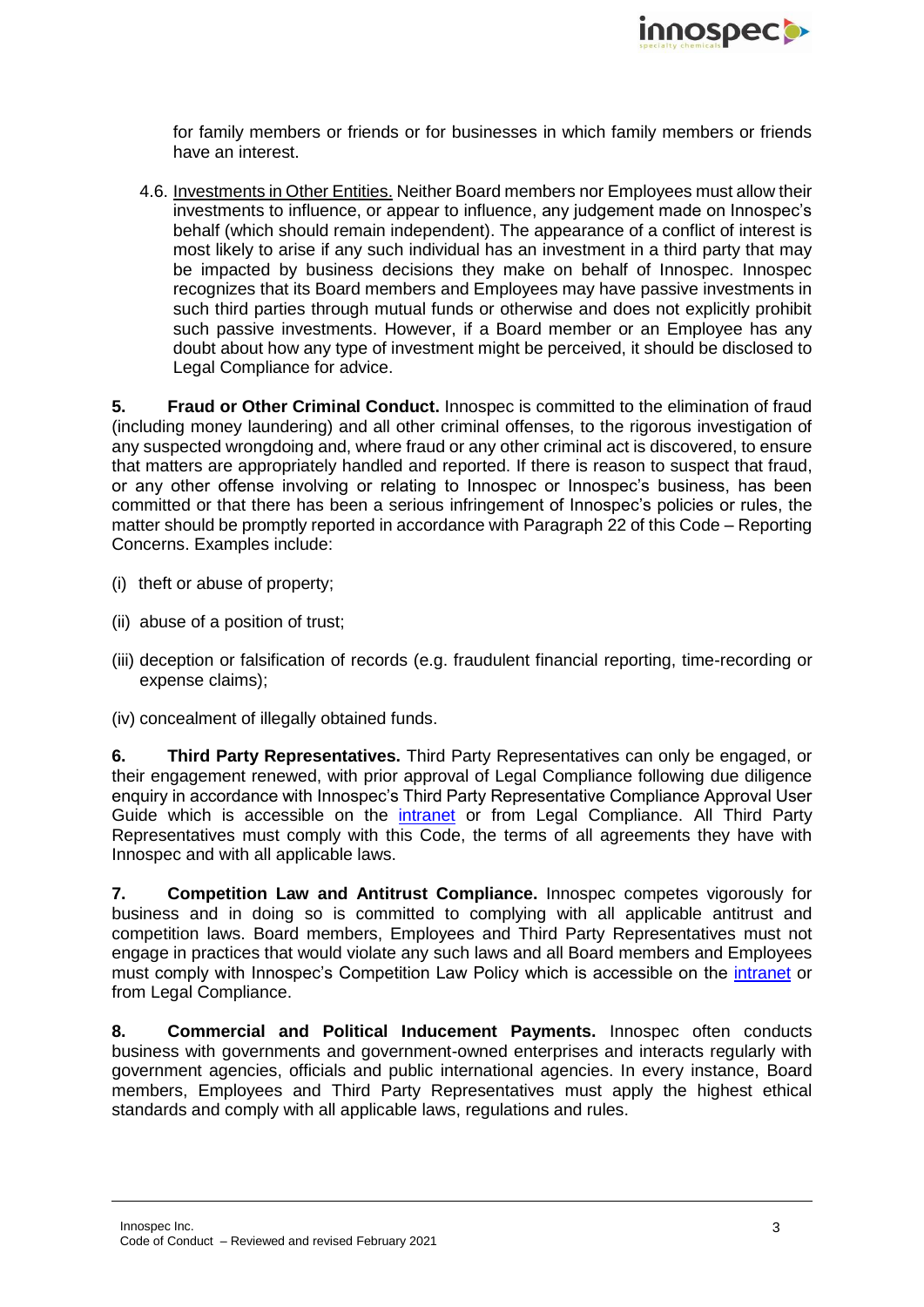for family members or friends or for businesses in which family members or friends have an interest.

4.6. Investments in Other Entities. Neither Board members nor Employees must allow their investments to influence, or appear to influence, any judgement made on Innospec's behalf (which should remain independent). The appearance of a conflict of interest is most likely to arise if any such individual has an investment in a third party that may be impacted by business decisions they make on behalf of Innospec. Innospec recognizes that its Board members and Employees may have passive investments in such third parties through mutual funds or otherwise and does not explicitly prohibit such passive investments. However, if a Board member or an Employee has any doubt about how any type of investment might be perceived, it should be disclosed to Legal Compliance for advice.

**5. Fraud or Other Criminal Conduct.** Innospec is committed to the elimination of fraud (including money laundering) and all other criminal offenses, to the rigorous investigation of any suspected wrongdoing and, where fraud or any other criminal act is discovered, to ensure that matters are appropriately handled and reported. If there is reason to suspect that fraud, or any other offense involving or relating to Innospec or Innospec's business, has been committed or that there has been a serious infringement of Innospec's policies or rules, the matter should be promptly reported in accordance with Paragraph 22 of this Code – Reporting Concerns. Examples include:

(i) theft or abuse of property;

(ii) abuse of a position of trust;

(iii) deception or falsification of records (e.g. fraudulent financial reporting, time-recording or expense claims);

(iv) concealment of illegally obtained funds.

**6. Third Party Representatives.** Third Party Representatives can only be engaged, or their engagement renewed, with prior approval of Legal Compliance following due diligence enquiry in accordance with Innospec's Third Party Representative Compliance Approval User Guide which is accessible on the intranet or from Legal Compliance. All Third Party Representatives must comply with this Code, the terms of all agreements they have with Innospec and with all applicable laws.

**7. Competition Law and Antitrust Compliance.** Innospec competes vigorously for business and in doing so is committed to complying with all applicable antitrust and competition laws. Board members, Employees and Third Party Representatives must not engage in practices that would violate any such laws and all Board members and Employees must comply with Innospec's Competition Law Policy which is accessible on the intranet or from Legal Compliance.

**8. Commercial and Political Inducement Payments.** Innospec often conducts business with governments and government-owned enterprises and interacts regularly with government agencies, officials and public international agencies. In every instance, Board members, Employees and Third Party Representatives must apply the highest ethical standards and comply with all applicable laws, regulations and rules.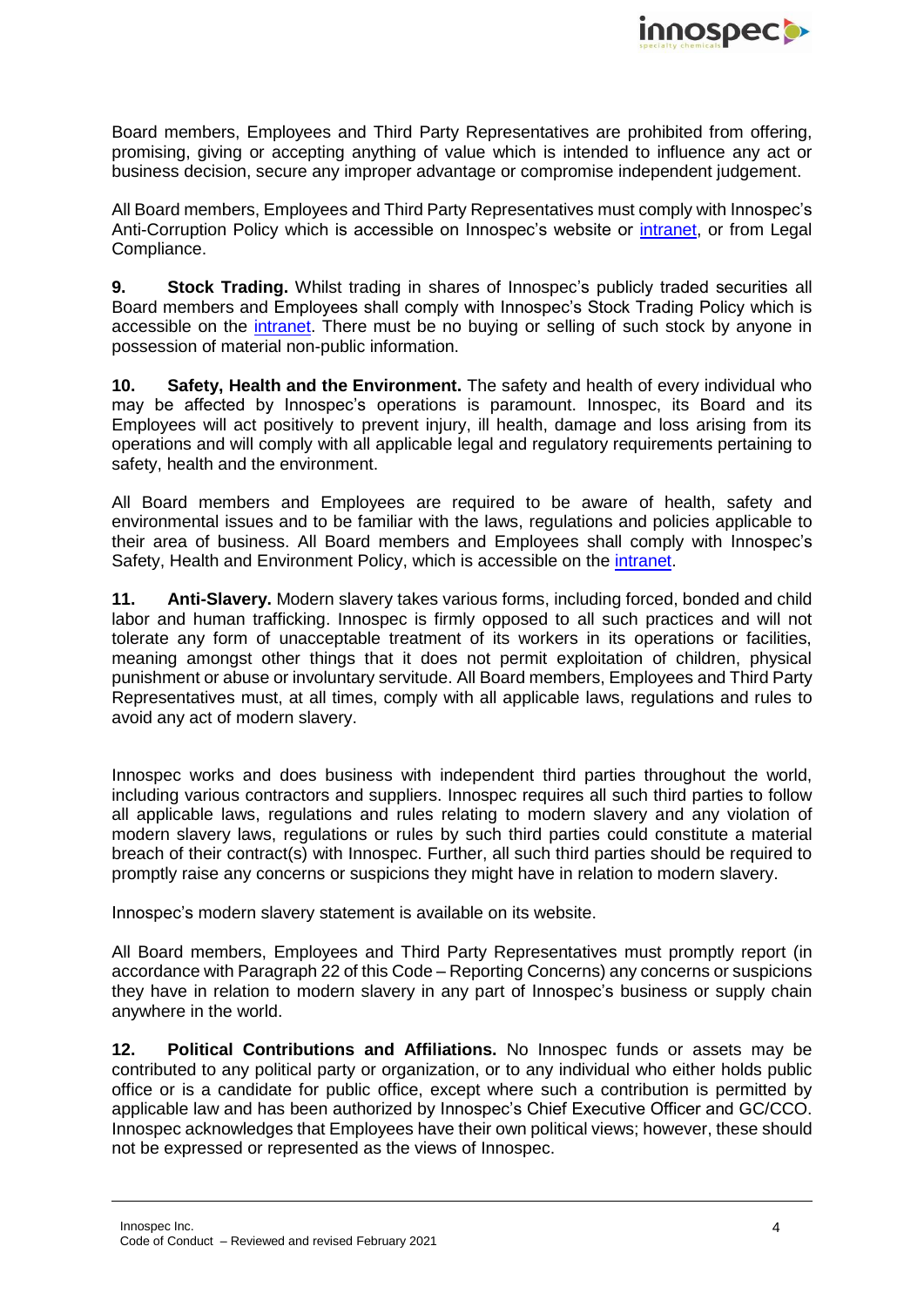Board members, Employees and Third Party Representatives are prohibited from offering, promising, giving or accepting anything of value which is intended to influence any act or business decision, secure any improper advantage or compromise independent judgement.

All Board members, Employees and Third Party Representatives must comply with Innospec's Anti-Corruption Policy which is accessible on Innospec's website or intranet, or from Legal Compliance.

**9. Stock Trading.** Whilst trading in shares of Innospec's publicly traded securities all Board members and Employees shall comply with Innospec's Stock Trading Policy which is accessible on the intranet. There must be no buying or selling of such stock by anyone in possession of material non-public information.

**10. Safety, Health and the Environment.** The safety and health of every individual who may be affected by Innospec's operations is paramount. Innospec, its Board and its Employees will act positively to prevent injury, ill health, damage and loss arising from its operations and will comply with all applicable legal and regulatory requirements pertaining to safety, health and the environment.

All Board members and Employees are required to be aware of health, safety and environmental issues and to be familiar with the laws, regulations and policies applicable to their area of business. All Board members and Employees shall comply with Innospec's Safety, Health and Environment Policy, which is accessible on the intranet.

**11. Anti-Slavery.** Modern slavery takes various forms, including forced, bonded and child labor and human trafficking. Innospec is firmly opposed to all such practices and will not tolerate any form of unacceptable treatment of its workers in its operations or facilities, meaning amongst other things that it does not permit exploitation of children, physical punishment or abuse or involuntary servitude. All Board members, Employees and Third Party Representatives must, at all times, comply with all applicable laws, regulations and rules to avoid any act of modern slavery.

Innospec works and does business with independent third parties throughout the world, including various contractors and suppliers. Innospec requires all such third parties to follow all applicable laws, regulations and rules relating to modern slavery and any violation of modern slavery laws, regulations or rules by such third parties could constitute a material breach of their contract(s) with Innospec. Further, all such third parties should be required to promptly raise any concerns or suspicions they might have in relation to modern slavery.

Innospec's modern slavery statement is available on its website.

All Board members, Employees and Third Party Representatives must promptly report (in accordance with Paragraph 22 of this Code – Reporting Concerns) any concerns or suspicions they have in relation to modern slavery in any part of Innospec's business or supply chain anywhere in the world.

**12. Political Contributions and Affiliations.** No Innospec funds or assets may be contributed to any political party or organization, or to any individual who either holds public office or is a candidate for public office, except where such a contribution is permitted by applicable law and has been authorized by Innospec's Chief Executive Officer and GC/CCO. Innospec acknowledges that Employees have their own political views; however, these should not be expressed or represented as the views of Innospec.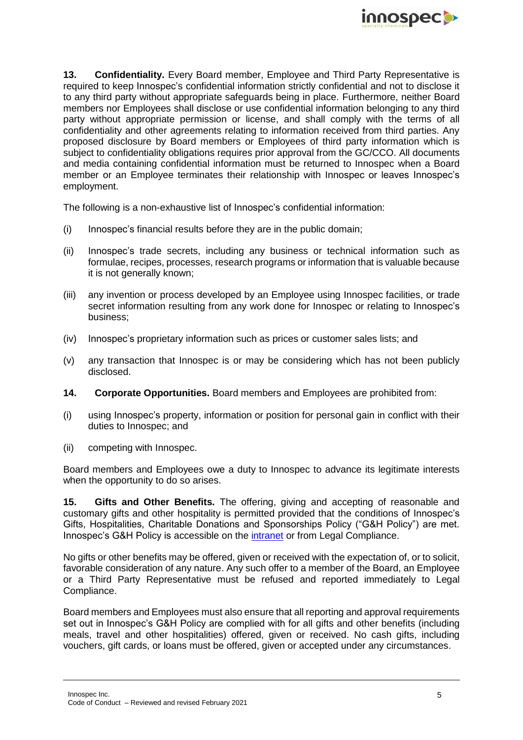**13. Confidentiality.** Every Board member, Employee and Third Party Representative is required to keep Innospec's confidential information strictly confidential and not to disclose it to any third party without appropriate safeguards being in place. Furthermore, neither Board members nor Employees shall disclose or use confidential information belonging to any third party without appropriate permission or license, and shall comply with the terms of all confidentiality and other agreements relating to information received from third parties. Any proposed disclosure by Board members or Employees of third party information which is subject to confidentiality obligations requires prior approval from the GC/CCO. All documents and media containing confidential information must be returned to Innospec when a Board member or an Employee terminates their relationship with Innospec or leaves Innospec's employment.

The following is a non-exhaustive list of Innospec's confidential information:

(i) Innospec's financial results before they are in the public domain;

(ii) Innospec's trade secrets, including any business or technical information such as formulae, recipes, processes, research programs or information that is valuable because it is not generally known;

(iii) any invention or process developed by an Employee using Innospec facilities, or trade secret information resulting from any work done for Innospec or relating to Innospec's business;

(iv) Innospec's proprietary information such as prices or customer sales lists; and

(v) any transaction that Innospec is or may be considering which has not been publicly disclosed.

**14. Corporate Opportunities.** Board members and Employees are prohibited from:

(i) using Innospec's property, information or position for personal gain in conflict with their duties to Innospec; and

(ii) competing with Innospec.

Board members and Employees owe a duty to Innospec to advance its legitimate interests when the opportunity to do so arises.

**15. Gifts and Other Benefits.** The offering, giving and accepting of reasonable and customary gifts and other hospitality is permitted provided that the conditions of Innospec's Gifts, Hospitalities, Charitable Donations and Sponsorships Policy ("G&H Policy") are met. Innospec's G&H Policy is accessible on the intranet or from Legal Compliance.

No gifts or other benefits may be offered, given or received with the expectation of, or to solicit, favorable consideration of any nature. Any such offer to a member of the Board, an Employee or a Third Party Representative must be refused and reported immediately to Legal Compliance.

Board members and Employees must also ensure that all reporting and approval requirements set out in Innospec's G&H Policy are complied with for all gifts and other benefits (including meals, travel and other hospitalities) offered, given or received. No cash gifts, including vouchers, gift cards, or loans must be offered, given or accepted under any circumstances.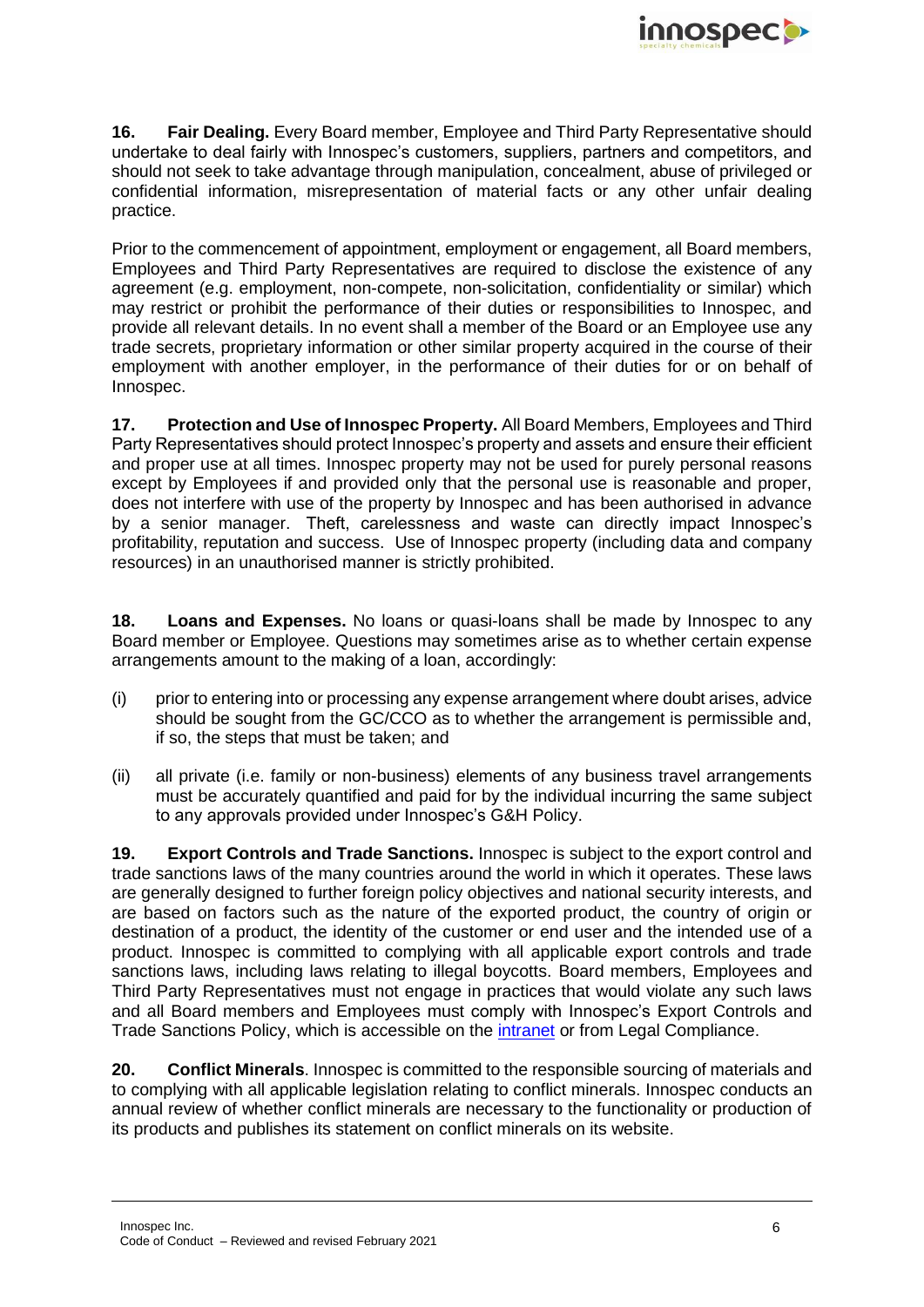**16. Fair Dealing.** Every Board member, Employee and Third Party Representative should undertake to deal fairly with Innospec's customers, suppliers, partners and competitors, and should not seek to take advantage through manipulation, concealment, abuse of privileged or confidential information, misrepresentation of material facts or any other unfair dealing practice.

Prior to the commencement of appointment, employment or engagement, all Board members, Employees and Third Party Representatives are required to disclose the existence of any agreement (e.g. employment, non-compete, non-solicitation, confidentiality or similar) which may restrict or prohibit the performance of their duties or responsibilities to Innospec, and provide all relevant details. In no event shall a member of the Board or an Employee use any trade secrets, proprietary information or other similar property acquired in the course of their employment with another employer, in the performance of their duties for or on behalf of Innospec.

**17. Protection and Use of Innospec Property.** All Board Members, Employees and Third Party Representatives should protect Innospec's property and assets and ensure their efficient and proper use at all times. Innospec property may not be used for purely personal reasons except by Employees if and provided only that the personal use is reasonable and proper, does not interfere with use of the property by Innospec and has been authorised in advance by a senior manager. Theft, carelessness and waste can directly impact Innospec's profitability, reputation and success. Use of Innospec property (including data and company resources) in an unauthorised manner is strictly prohibited.

**18. Loans and Expenses.** No loans or quasi-loans shall be made by Innospec to any Board member or Employee. Questions may sometimes arise as to whether certain expense arrangements amount to the making of a loan, accordingly:

(i) prior to entering into or processing any expense arrangement where doubt arises, advice should be sought from the GC/CCO as to whether the arrangement is permissible and, if so, the steps that must be taken; and

(ii) all private (i.e. family or non-business) elements of any business travel arrangements must be accurately quantified and paid for by the individual incurring the same subject to any approvals provided under Innospec's G&H Policy.

**19. Export Controls and Trade Sanctions.** Innospec is subject to the export control and trade sanctions laws of the many countries around the world in which it operates. These laws are generally designed to further foreign policy objectives and national security interests, and are based on factors such as the nature of the exported product, the country of origin or destination of a product, the identity of the customer or end user and the intended use of a product. Innospec is committed to complying with all applicable export controls and trade sanctions laws, including laws relating to illegal boycotts. Board members, Employees and Third Party Representatives must not engage in practices that would violate any such laws and all Board members and Employees must comply with Innospec's Export Controls and Trade Sanctions Policy, which is accessible on the intranet or from Legal Compliance.

**20. Conflict Minerals**. Innospec is committed to the responsible sourcing of materials and to complying with all applicable legislation relating to conflict minerals. Innospec conducts an annual review of whether conflict minerals are necessary to the functionality or production of its products and publishes its statement on conflict minerals on its website.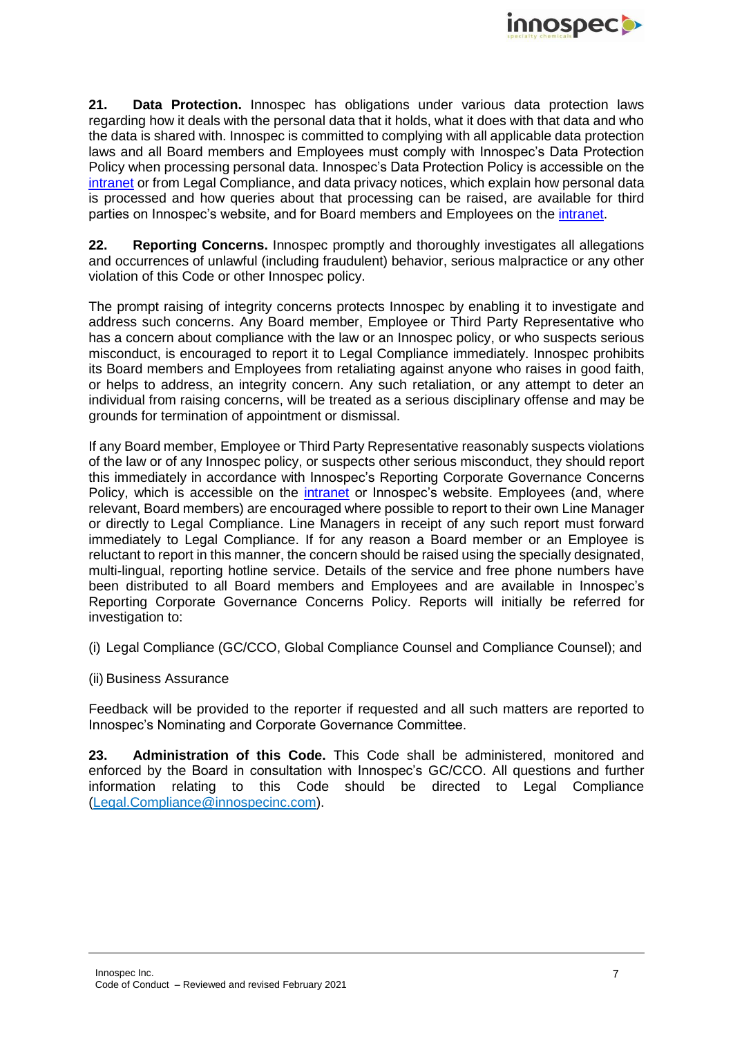**21. Data Protection.** Innospec has obligations under various data protection laws regarding how it deals with the personal data that it holds, what it does with that data and who the data is shared with. Innospec is committed to complying with all applicable data protection laws and all Board members and Employees must comply with Innospec's Data Protection Policy when processing personal data. Innospec's Data Protection Policy is accessible on the intranet or from Legal Compliance, and data privacy notices, which explain how personal data is processed and how queries about that processing can be raised, are available for third parties on Innospec's website, and for Board members and Employees on the intranet.

**22. Reporting Concerns.** Innospec promptly and thoroughly investigates all allegations and occurrences of unlawful (including fraudulent) behavior, serious malpractice or any other violation of this Code or other Innospec policy.

The prompt raising of integrity concerns protects Innospec by enabling it to investigate and address such concerns. Any Board member, Employee or Third Party Representative who has a concern about compliance with the law or an Innospec policy, or who suspects serious misconduct, is encouraged to report it to Legal Compliance immediately. Innospec prohibits its Board members and Employees from retaliating against anyone who raises in good faith, or helps to address, an integrity concern. Any such retaliation, or any attempt to deter an individual from raising concerns, will be treated as a serious disciplinary offense and may be grounds for termination of appointment or dismissal.

If any Board member, Employee or Third Party Representative reasonably suspects violations of the law or of any Innospec policy, or suspects other serious misconduct, they should report this immediately in accordance with Innospec's Reporting Corporate Governance Concerns Policy, which is accessible on the intranet or Innospec's website. Employees (and, where relevant, Board members) are encouraged where possible to report to their own Line Manager or directly to Legal Compliance. Line Managers in receipt of any such report must forward immediately to Legal Compliance. If for any reason a Board member or an Employee is reluctant to report in this manner, the concern should be raised using the specially designated, multi-lingual, reporting hotline service. Details of the service and free phone numbers have been distributed to all Board members and Employees and are available in Innospec's Reporting Corporate Governance Concerns Policy. Reports will initially be referred for investigation to:

(i) Legal Compliance (GC/CCO, Global Compliance Counsel and Compliance Counsel); and

(ii) Business Assurance

Feedback will be provided to the reporter if requested and all such matters are reported to Innospec's Nominating and Corporate Governance Committee.

**23. Administration of this Code.** This Code shall be administered, monitored and enforced by the Board in consultation with Innospec's GC/CCO. All questions and further information relating to this Code should be directed to Legal Compliance (Legal.Compliance@innospecinc.com).